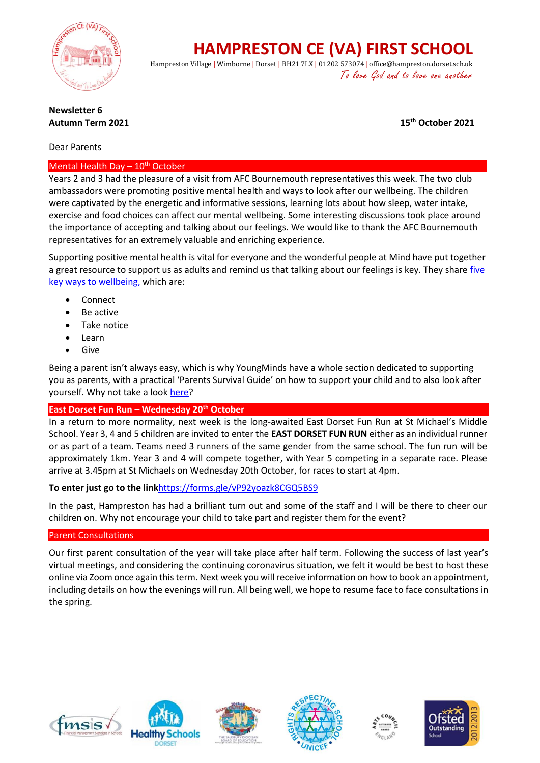# HAMPRESTON CE (VA) FIRST SCHOOL

Hampreston Village | Wimborne | Dorset | BH21 7LX | 01202 573074 | office@hampreston.dorset.sch.uk

*To love God and to love one another*

**Newsletter 6**
**Autumn Term 2021**

**15th October 2021**

Dear Parents

## Mental Health Day – 10th October

Years 2 and 3 had the pleasure of a visit from AFC Bournemouth representatives this week. The two club ambassadors were promoting positive mental health and ways to look after our wellbeing. The children were captivated by the energetic and informative sessions, learning lots about how sleep, water intake, exercise and food choices can affect our mental wellbeing. Some interesting discussions took place around the importance of accepting and talking about our feelings. We would like to thank the AFC Bournemouth representatives for an extremely valuable and enriching experience.

Supporting positive mental health is vital for everyone and the wonderful people at Mind have put together a great resource to support us as adults and remind us that talking about our feelings is key. They share five key ways to wellbeing, which are:

- Connect
- Be active
- Take notice
- Learn
- Give

Being a parent isn't always easy, which is why YoungMinds have a whole section dedicated to supporting you as parents, with a practical 'Parents Survival Guide' on how to support your child and to also look after yourself. Why not take a look here?

## East Dorset Fun Run – Wednesday 20th October

In a return to more normality, next week is the long-awaited East Dorset Fun Run at St Michael's Middle School. Year 3, 4 and 5 children are invited to enter the **EAST DORSET FUN RUN** either as an individual runner or as part of a team. Teams need 3 runners of the same gender from the same school. The fun run will be approximately 1km. Year 3 and 4 will compete together, with Year 5 competing in a separate race. Please arrive at 3.45pm at St Michaels on Wednesday 20th October, for races to start at 4pm.

**To enter just go to the link**https://forms.gle/vP92yoazk8CGQ5BS9

In the past, Hampreston has had a brilliant turn out and some of the staff and I will be there to cheer our children on. Why not encourage your child to take part and register them for the event?

## Parent Consultations

Our first parent consultation of the year will take place after half term. Following the success of last year's virtual meetings, and considering the continuing coronavirus situation, we felt it would be best to host these online via Zoom once again this term. Next week you will receive information on how to book an appointment, including details on how the evenings will run. All being well, we hope to resume face to face consultations in the spring.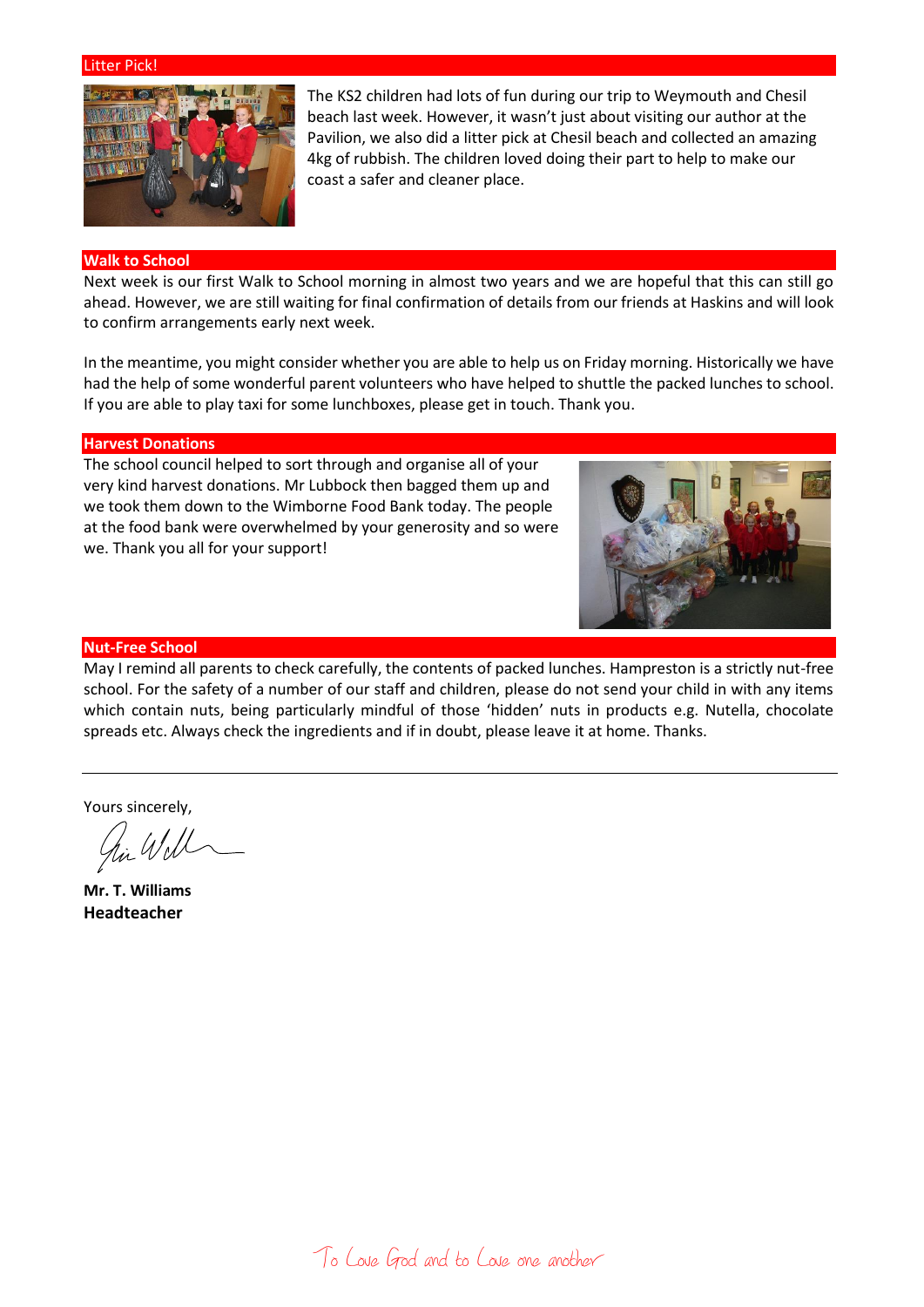## Litter Pick!

The KS2 children had lots of fun during our trip to Weymouth and Chesil beach last week. However, it wasn't just about visiting our author at the Pavilion, we also did a litter pick at Chesil beach and collected an amazing 4kg of rubbish. The children loved doing their part to help to make our coast a safer and cleaner place.

## Walk to School

Next week is our first Walk to School morning in almost two years and we are hopeful that this can still go ahead. However, we are still waiting for final confirmation of details from our friends at Haskins and will look to confirm arrangements early next week.

In the meantime, you might consider whether you are able to help us on Friday morning. Historically we have had the help of some wonderful parent volunteers who have helped to shuttle the packed lunches to school. If you are able to play taxi for some lunchboxes, please get in touch. Thank you.

## Harvest Donations

The school council helped to sort through and organise all of your very kind harvest donations. Mr Lubbock then bagged them up and we took them down to the Wimborne Food Bank today. The people at the food bank were overwhelmed by your generosity and so were we. Thank you all for your support!

## Nut-Free School

May I remind all parents to check carefully, the contents of packed lunches. Hampreston is a strictly nut-free school. For the safety of a number of our staff and children, please do not send your child in with any items which contain nuts, being particularly mindful of those 'hidden' nuts in products e.g. Nutella, chocolate spreads etc. Always check the ingredients and if in doubt, please leave it at home. Thanks.

---

Yours sincerely,

**Mr. T. Williams**
**Headteacher**

To Love God and to Love one another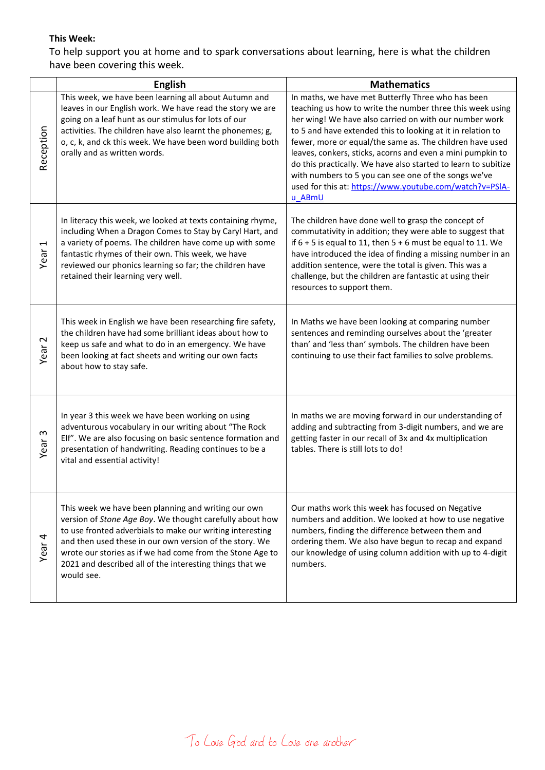**This Week:**

To help support you at home and to spark conversations about learning, here is what the children have been covering this week.

| | English | Mathematics |
|---|---|---|
| Reception | This week, we have been learning all about Autumn and leaves in our English work. We have read the story we are going on a leaf hunt as our stimulus for lots of our activities. The children have also learnt the phonemes; g, o, c, k, and ck this week. We have been word building both orally and as written words. | In maths, we have met Butterfly Three who has been teaching us how to write the number three this week using her wing! We have also carried on with our number work to 5 and have extended this to looking at it in relation to fewer, more or equal/the same as. The children have used leaves, conkers, sticks, acorns and even a mini pumpkin to do this practically. We have also started to learn to subitize with numbers to 5 you can see one of the songs we've used for this at: https://www.youtube.com/watch?v=PSlA-u_ABmU |
| Year 1 | In literacy this week, we looked at texts containing rhyme, including When a Dragon Comes to Stay by Caryl Hart, and a variety of poems. The children have come up with some fantastic rhymes of their own. This week, we have reviewed our phonics learning so far; the children have retained their learning very well. | The children have done well to grasp the concept of commutativity in addition; they were able to suggest that if 6 + 5 is equal to 11, then 5 + 6 must be equal to 11. We have introduced the idea of finding a missing number in an addition sentence, were the total is given. This was a challenge, but the children are fantastic at using their resources to support them. |
| Year 2 | This week in English we have been researching fire safety, the children have had some brilliant ideas about how to keep us safe and what to do in an emergency. We have been looking at fact sheets and writing our own facts about how to stay safe. | In Maths we have been looking at comparing number sentences and reminding ourselves about the 'greater than' and 'less than' symbols. The children have been continuing to use their fact families to solve problems. |
| Year 3 | In year 3 this week we have been working on using adventurous vocabulary in our writing about "The Rock Elf". We are also focusing on basic sentence formation and presentation of handwriting. Reading continues to be a vital and essential activity! | In maths we are moving forward in our understanding of adding and subtracting from 3-digit numbers, and we are getting faster in our recall of 3x and 4x multiplication tables. There is still lots to do! |
| Year 4 | This week we have been planning and writing our own version of *Stone Age Boy*. We thought carefully about how to use fronted adverbials to make our writing interesting and then used these in our own version of the story. We wrote our stories as if we had come from the Stone Age to 2021 and described all of the interesting things that we would see. | Our maths work this week has focused on Negative numbers and addition. We looked at how to use negative numbers, finding the difference between them and ordering them. We also have begun to recap and expand our knowledge of using column addition with up to 4-digit numbers. |

To Love God and to Love one another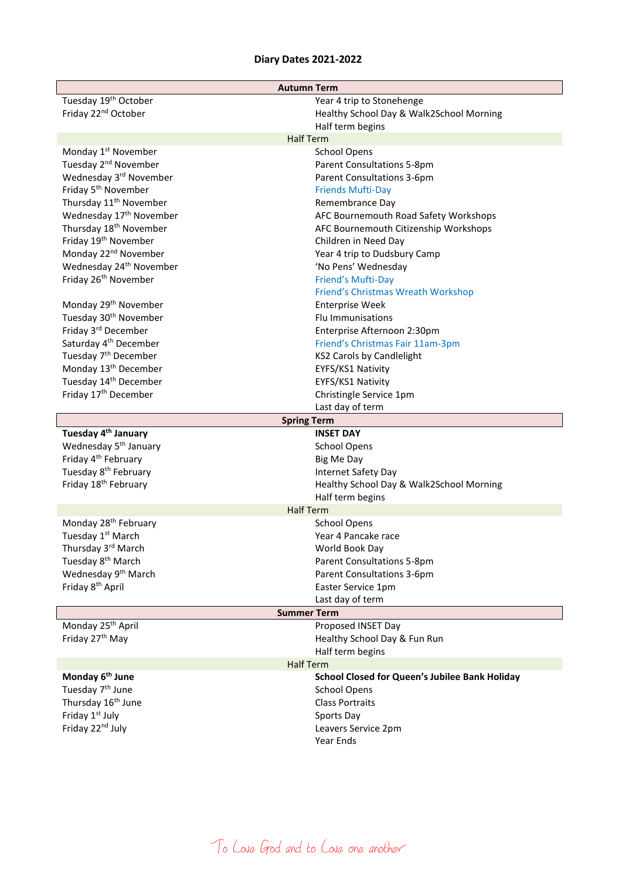# Diary Dates 2021-2022

| | |
|---|---|
| **Autumn Term** | |
| Tuesday 19th October | Year 4 trip to Stonehenge |
| Friday 22nd October | Healthy School Day & Walk2School Morning |
| | Half term begins |
| Half Term | |
| Monday 1st November | School Opens |
| Tuesday 2nd November | Parent Consultations 5-8pm |
| Wednesday 3rd November | Parent Consultations 3-6pm |
| Friday 5th November | Friends Mufti-Day |
| Thursday 11th November | Remembrance Day |
| Wednesday 17th November | AFC Bournemouth Road Safety Workshops |
| Thursday 18th November | AFC Bournemouth Citizenship Workshops |
| Friday 19th November | Children in Need Day |
| Monday 22nd November | Year 4 trip to Dudsbury Camp |
| Wednesday 24th November | 'No Pens' Wednesday |
| Friday 26th November | Friend's Mufti-Day |
| | Friend's Christmas Wreath Workshop |
| Monday 29th November | Enterprise Week |
| Tuesday 30th November | Flu Immunisations |
| Friday 3rd December | Enterprise Afternoon 2:30pm |
| Saturday 4th December | Friend's Christmas Fair 11am-3pm |
| Tuesday 7th December | KS2 Carols by Candlelight |
| Monday 13th December | EYFS/KS1 Nativity |
| Tuesday 14th December | EYFS/KS1 Nativity |
| Friday 17th December | Christingle Service 1pm |
| | Last day of term |
| **Spring Term** | |
| **Tuesday 4th January** | **INSET DAY** |
| Wednesday 5th January | School Opens |
| Friday 4th February | Big Me Day |
| Tuesday 8th February | Internet Safety Day |
| Friday 18th February | Healthy School Day & Walk2School Morning |
| | Half term begins |
| Half Term | |
| Monday 28th February | School Opens |
| Tuesday 1st March | Year 4 Pancake race |
| Thursday 3rd March | World Book Day |
| Tuesday 8th March | Parent Consultations 5-8pm |
| Wednesday 9th March | Parent Consultations 3-6pm |
| Friday 8th April | Easter Service 1pm |
| | Last day of term |
| **Summer Term** | |
| Monday 25th April | Proposed INSET Day |
| Friday 27th May | Healthy School Day & Fun Run |
| | Half term begins |
| Half Term | |
| **Monday 6th June** | **School Closed for Queen's Jubilee Bank Holiday** |
| Tuesday 7th June | School Opens |
| Thursday 16th June | Class Portraits |
| Friday 1st July | Sports Day |
| Friday 22nd July | Leavers Service 2pm |
| | Year Ends |

To Love God and to Love one another